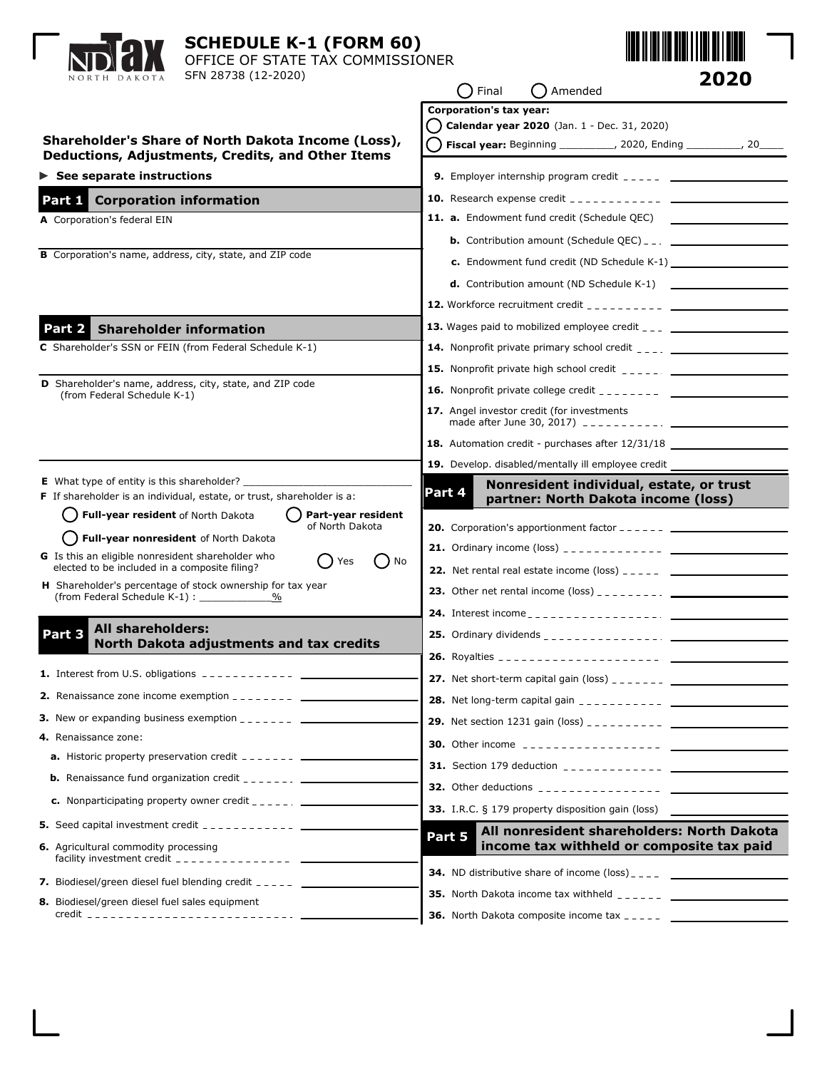# SCHEDULE K-1 (FORM 60)

OFFICE OF STATE TAX COMMISSIONER

SFN 28738 (12-2020)

**2020**

○ Final ○ Amended

## Shareholder's Share of North Dakota Income (Loss), Deductions, Adjustments, Credits, and Other Items

► **See separate instructions**

**Corporation's tax year:**

○ **Calendar year 2020** (Jan. 1 - Dec. 31, 2020)

○ **Fiscal year:** Beginning _________, 2020, Ending _________, 20____

### Part 1 Corporation information

**A** Corporation's federal EIN

**B** Corporation's name, address, city, state, and ZIP code

### Part 2 Shareholder information

**C** Shareholder's SSN or FEIN (from Federal Schedule K-1)

**D** Shareholder's name, address, city, state, and ZIP code (from Federal Schedule K-1)

**E** What type of entity is this shareholder? ___________________________

**F** If shareholder is an individual, estate, or trust, shareholder is a:

○ **Full-year resident** of North Dakota ○ **Part-year resident** of North Dakota

○ **Full-year nonresident** of North Dakota

**G** Is this an eligible nonresident shareholder who elected to be included in a composite filing? ○ Yes ○ No

**H** Shareholder's percentage of stock ownership for tax year (from Federal Schedule K-1) : ____________%

### Part 3 All shareholders: North Dakota adjustments and tax credits

1. Interest from U.S. obligations ____________
2. Renaissance zone income exemption ____________
3. New or expanding business exemption ____________
4. Renaissance zone:
   - **a.** Historic property preservation credit ____________
   - **b.** Renaissance fund organization credit ____________
   - **c.** Nonparticipating property owner credit ____________
5. Seed capital investment credit ____________
6. Agricultural commodity processing facility investment credit ____________
7. Biodiesel/green diesel fuel blending credit ____________
8. Biodiesel/green diesel fuel sales equipment credit ____________
9. Employer internship program credit ____________
10. Research expense credit ____________
11. **a.** Endowment fund credit (Schedule QEC) ____________
    - **b.** Contribution amount (Schedule QEC) ____________
    - **c.** Endowment fund credit (ND Schedule K-1) ____________
    - **d.** Contribution amount (ND Schedule K-1) ____________
12. Workforce recruitment credit ____________
13. Wages paid to mobilized employee credit ____________
14. Nonprofit private primary school credit ____________
15. Nonprofit private high school credit ____________
16. Nonprofit private college credit ____________
17. Angel investor credit (for investments made after June 30, 2017) ____________
18. Automation credit - purchases after 12/31/18 ____________
19. Develop. disabled/mentally ill employee credit ____________

### Part 4 Nonresident individual, estate, or trust partner: North Dakota income (loss)

20. Corporation's apportionment factor ____________
21. Ordinary income (loss) ____________
22. Net rental real estate income (loss) ____________
23. Other net rental income (loss) ____________
24. Interest income ____________
25. Ordinary dividends ____________
26. Royalties ____________
27. Net short-term capital gain (loss) ____________
28. Net long-term capital gain ____________
29. Net section 1231 gain (loss) ____________
30. Other income ____________
31. Section 179 deduction ____________
32. Other deductions ____________
33. I.R.C. § 179 property disposition gain (loss) ____________

### Part 5 All nonresident shareholders: North Dakota income tax withheld or composite tax paid

34. ND distributive share of income (loss) ____________
35. North Dakota income tax withheld ____________
36. North Dakota composite income tax ____________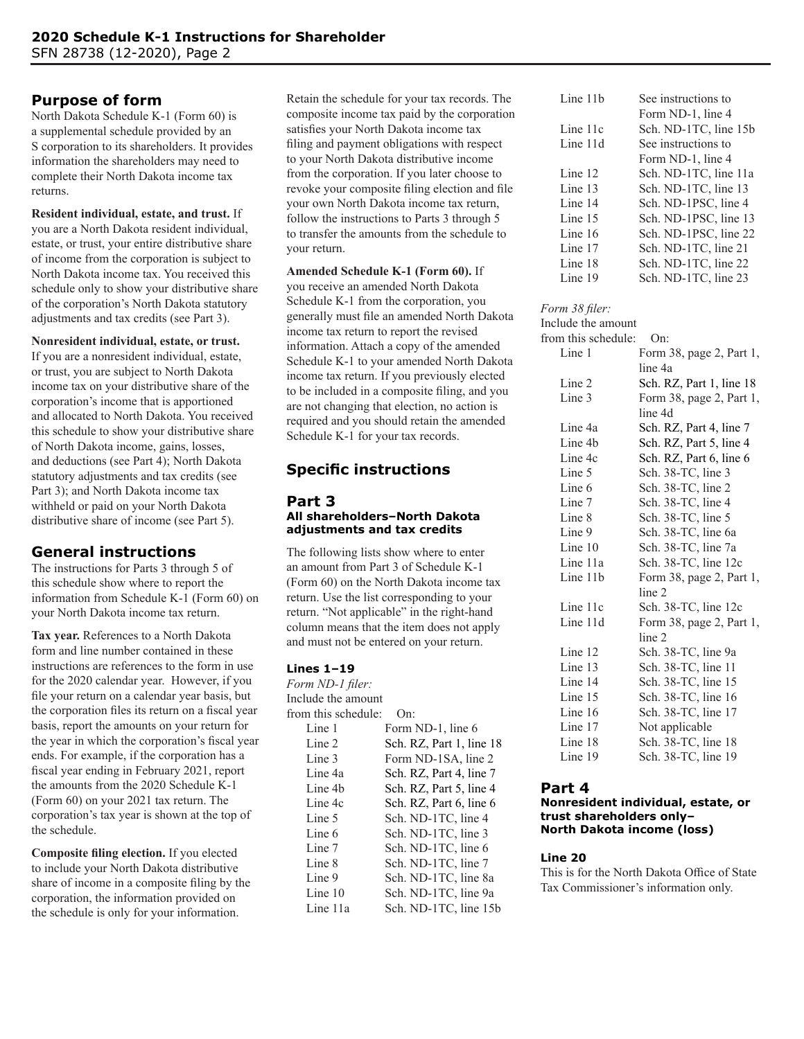## Purpose of form

North Dakota Schedule K-1 (Form 60) is a supplemental schedule provided by an S corporation to its shareholders. It provides information the shareholders may need to complete their North Dakota income tax returns.

**Resident individual, estate, and trust.** If you are a North Dakota resident individual, estate, or trust, your entire distributive share of income from the corporation is subject to North Dakota income tax. You received this schedule only to show your distributive share of the corporation's North Dakota statutory adjustments and tax credits (see Part 3).

**Nonresident individual, estate, or trust.** If you are a nonresident individual, estate, or trust, you are subject to North Dakota income tax on your distributive share of the corporation's income that is apportioned and allocated to North Dakota. You received this schedule to show your distributive share of North Dakota income, gains, losses, and deductions (see Part 4); North Dakota statutory adjustments and tax credits (see Part 3); and North Dakota income tax withheld or paid on your North Dakota distributive share of income (see Part 5).

## General instructions

The instructions for Parts 3 through 5 of this schedule show where to report the information from Schedule K-1 (Form 60) on your North Dakota income tax return.

**Tax year.** References to a North Dakota form and line number contained in these instructions are references to the form in use for the 2020 calendar year. However, if you file your return on a calendar year basis, but the corporation files its return on a fiscal year basis, report the amounts on your return for the year in which the corporation's fiscal year ends. For example, if the corporation has a fiscal year ending in February 2021, report the amounts from the 2020 Schedule K-1 (Form 60) on your 2021 tax return. The corporation's tax year is shown at the top of the schedule.

**Composite filing election.** If you elected to include your North Dakota distributive share of income in a composite filing by the corporation, the information provided on the schedule is only for your information. Retain the schedule for your tax records. The composite income tax paid by the corporation satisfies your North Dakota income tax filing and payment obligations with respect to your North Dakota distributive income from the corporation. If you later choose to revoke your composite filing election and file your own North Dakota income tax return, follow the instructions to Parts 3 through 5 to transfer the amounts from the schedule to your return.

**Amended Schedule K-1 (Form 60).** If you receive an amended North Dakota Schedule K-1 from the corporation, you generally must file an amended North Dakota income tax return to report the revised information. Attach a copy of the amended Schedule K-1 to your amended North Dakota income tax return. If you previously elected to be included in a composite filing, and you are not changing that election, no action is required and you should retain the amended Schedule K-1 for your tax records.

## Specific instructions

### Part 3
#### All shareholders–North Dakota adjustments and tax credits

The following lists show where to enter an amount from Part 3 of Schedule K-1 (Form 60) on the North Dakota income tax return. Use the list corresponding to your return. "Not applicable" in the right-hand column means that the item does not apply and must not be entered on your return.

#### Lines 1–19

*Form ND-1 filer:*

| Include the amount from this schedule: | On: |
|---|---|
| Line 1 | Form ND-1, line 6 |
| Line 2 | Sch. RZ, Part 1, line 18 |
| Line 3 | Form ND-1SA, line 2 |
| Line 4a | Sch. RZ, Part 4, line 7 |
| Line 4b | Sch. RZ, Part 5, line 4 |
| Line 4c | Sch. RZ, Part 6, line 6 |
| Line 5 | Sch. ND-1TC, line 4 |
| Line 6 | Sch. ND-1TC, line 3 |
| Line 7 | Sch. ND-1TC, line 6 |
| Line 8 | Sch. ND-1TC, line 7 |
| Line 9 | Sch. ND-1TC, line 8a |
| Line 10 | Sch. ND-1TC, line 9a |
| Line 11a | Sch. ND-1TC, line 15b |
| Line 11b | See instructions to Form ND-1, line 4 |
| Line 11c | Sch. ND-1TC, line 15b |
| Line 11d | See instructions to Form ND-1, line 4 |
| Line 12 | Sch. ND-1TC, line 11a |
| Line 13 | Sch. ND-1TC, line 13 |
| Line 14 | Sch. ND-1PSC, line 4 |
| Line 15 | Sch. ND-1PSC, line 13 |
| Line 16 | Sch. ND-1PSC, line 22 |
| Line 17 | Sch. ND-1TC, line 21 |
| Line 18 | Sch. ND-1TC, line 22 |
| Line 19 | Sch. ND-1TC, line 23 |

*Form 38 filer:*

| Include the amount from this schedule: | On: |
|---|---|
| Line 1 | Form 38, page 2, Part 1, line 4a |
| Line 2 | Sch. RZ, Part 1, line 18 |
| Line 3 | Form 38, page 2, Part 1, line 4d |
| Line 4a | Sch. RZ, Part 4, line 7 |
| Line 4b | Sch. RZ, Part 5, line 4 |
| Line 4c | Sch. RZ, Part 6, line 6 |
| Line 5 | Sch. 38-TC, line 3 |
| Line 6 | Sch. 38-TC, line 2 |
| Line 7 | Sch. 38-TC, line 4 |
| Line 8 | Sch. 38-TC, line 5 |
| Line 9 | Sch. 38-TC, line 6a |
| Line 10 | Sch. 38-TC, line 7a |
| Line 11a | Sch. 38-TC, line 12c |
| Line 11b | Form 38, page 2, Part 1, line 2 |
| Line 11c | Sch. 38-TC, line 12c |
| Line 11d | Form 38, page 2, Part 1, line 2 |
| Line 12 | Sch. 38-TC, line 9a |
| Line 13 | Sch. 38-TC, line 11 |
| Line 14 | Sch. 38-TC, line 15 |
| Line 15 | Sch. 38-TC, line 16 |
| Line 16 | Sch. 38-TC, line 17 |
| Line 17 | Not applicable |
| Line 18 | Sch. 38-TC, line 18 |
| Line 19 | Sch. 38-TC, line 19 |

### Part 4
#### Nonresident individual, estate, or trust shareholders only– North Dakota income (loss)

#### Line 20

This is for the North Dakota Office of State Tax Commissioner's information only.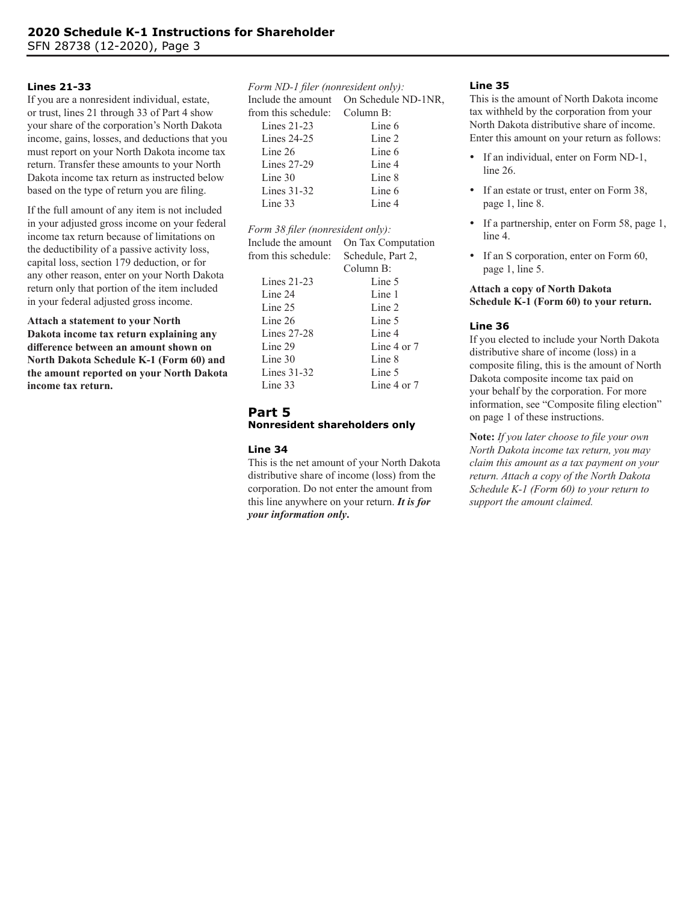### Lines 21-33

If you are a nonresident individual, estate, or trust, lines 21 through 33 of Part 4 show your share of the corporation's North Dakota income, gains, losses, and deductions that you must report on your North Dakota income tax return. Transfer these amounts to your North Dakota income tax return as instructed below based on the type of return you are filing.

If the full amount of any item is not included in your adjusted gross income on your federal income tax return because of limitations on the deductibility of a passive activity loss, capital loss, section 179 deduction, or for any other reason, enter on your North Dakota return only that portion of the item included in your federal adjusted gross income.

**Attach a statement to your North Dakota income tax return explaining any difference between an amount shown on North Dakota Schedule K-1 (Form 60) and the amount reported on your North Dakota income tax return.**

*Form ND-1 filer (nonresident only):*

| Include the amount from this schedule: | On Schedule ND-1NR, Column B: |
|---|---|
| Lines 21-23 | Line 6 |
| Lines 24-25 | Line 2 |
| Line 26 | Line 6 |
| Lines 27-29 | Line 4 |
| Line 30 | Line 8 |
| Lines 31-32 | Line 6 |
| Line 33 | Line 4 |

*Form 38 filer (nonresident only):*

| Include the amount from this schedule: | On Tax Computation Schedule, Part 2, Column B: |
|---|---|
| Lines 21-23 | Line 5 |
| Line 24 | Line 1 |
| Line 25 | Line 2 |
| Line 26 | Line 5 |
| Lines 27-28 | Line 4 |
| Line 29 | Line 4 or 7 |
| Line 30 | Line 8 |
| Lines 31-32 | Line 5 |
| Line 33 | Line 4 or 7 |

## Part 5
**Nonresident shareholders only**

### Line 34

This is the net amount of your North Dakota distributive share of income (loss) from the corporation. Do not enter the amount from this line anywhere on your return. ***It is for your information only.***

### Line 35

This is the amount of North Dakota income tax withheld by the corporation from your North Dakota distributive share of income. Enter this amount on your return as follows:

- If an individual, enter on Form ND-1, line 26.
- If an estate or trust, enter on Form 38, page 1, line 8.
- If a partnership, enter on Form 58, page 1, line 4.
- If an S corporation, enter on Form 60, page 1, line 5.

**Attach a copy of North Dakota Schedule K-1 (Form 60) to your return.**

### Line 36

If you elected to include your North Dakota distributive share of income (loss) in a composite filing, this is the amount of North Dakota composite income tax paid on your behalf by the corporation. For more information, see "Composite filing election" on page 1 of these instructions.

**Note:** *If you later choose to file your own North Dakota income tax return, you may claim this amount as a tax payment on your return. Attach a copy of the North Dakota Schedule K-1 (Form 60) to your return to support the amount claimed.*